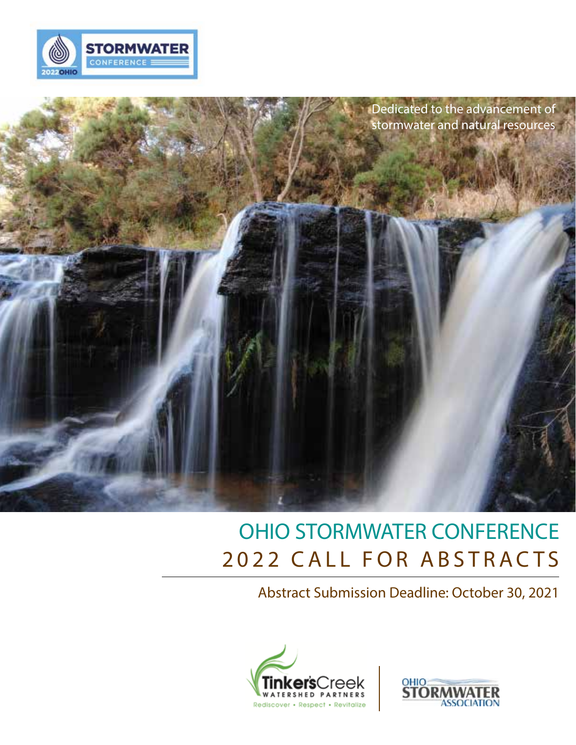STORMWATER CONFERENCE 2022 OHIO

Dedicated to the advancement of stormwater and natural resources

# OHIO STORMWATER CONFERENCE
## 2022 CALL FOR ABSTRACTS

Abstract Submission Deadline: October 30, 2021

Tinker's Creek Watershed Partners — Rediscover • Respect • Revitalize

Ohio Stormwater Association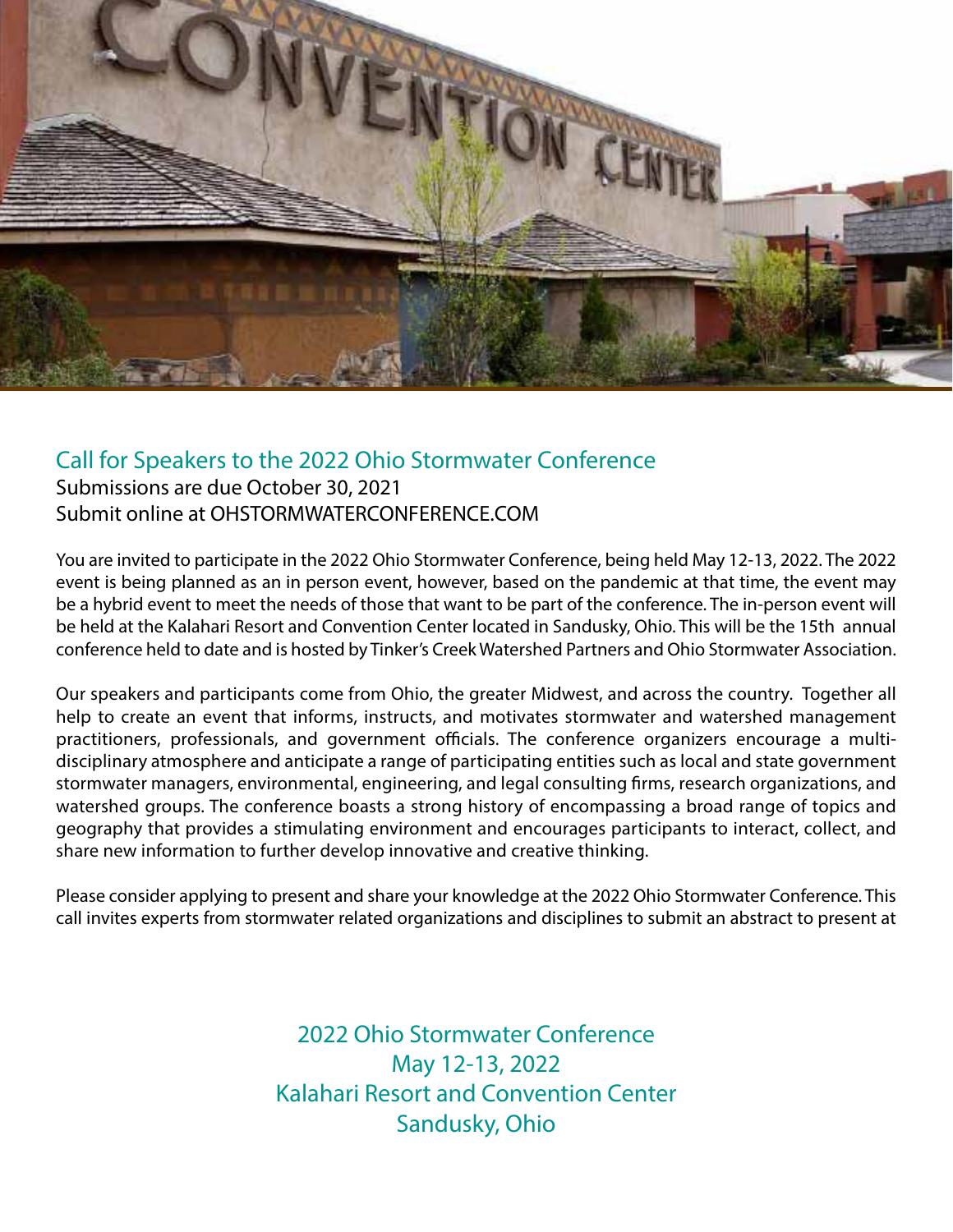## Call for Speakers to the 2022 Ohio Stormwater Conference

Submissions are due October 30, 2021
Submit online at OHSTORMWATERCONFERENCE.COM

You are invited to participate in the 2022 Ohio Stormwater Conference, being held May 12-13, 2022. The 2022 event is being planned as an in person event, however, based on the pandemic at that time, the event may be a hybrid event to meet the needs of those that want to be part of the conference. The in-person event will be held at the Kalahari Resort and Convention Center located in Sandusky, Ohio. This will be the 15th annual conference held to date and is hosted by Tinker's Creek Watershed Partners and Ohio Stormwater Association.

Our speakers and participants come from Ohio, the greater Midwest, and across the country. Together all help to create an event that informs, instructs, and motivates stormwater and watershed management practitioners, professionals, and government officials. The conference organizers encourage a multi-disciplinary atmosphere and anticipate a range of participating entities such as local and state government stormwater managers, environmental, engineering, and legal consulting firms, research organizations, and watershed groups. The conference boasts a strong history of encompassing a broad range of topics and geography that provides a stimulating environment and encourages participants to interact, collect, and share new information to further develop innovative and creative thinking.

Please consider applying to present and share your knowledge at the 2022 Ohio Stormwater Conference. This call invites experts from stormwater related organizations and disciplines to submit an abstract to present at

2022 Ohio Stormwater Conference
May 12-13, 2022
Kalahari Resort and Convention Center
Sandusky, Ohio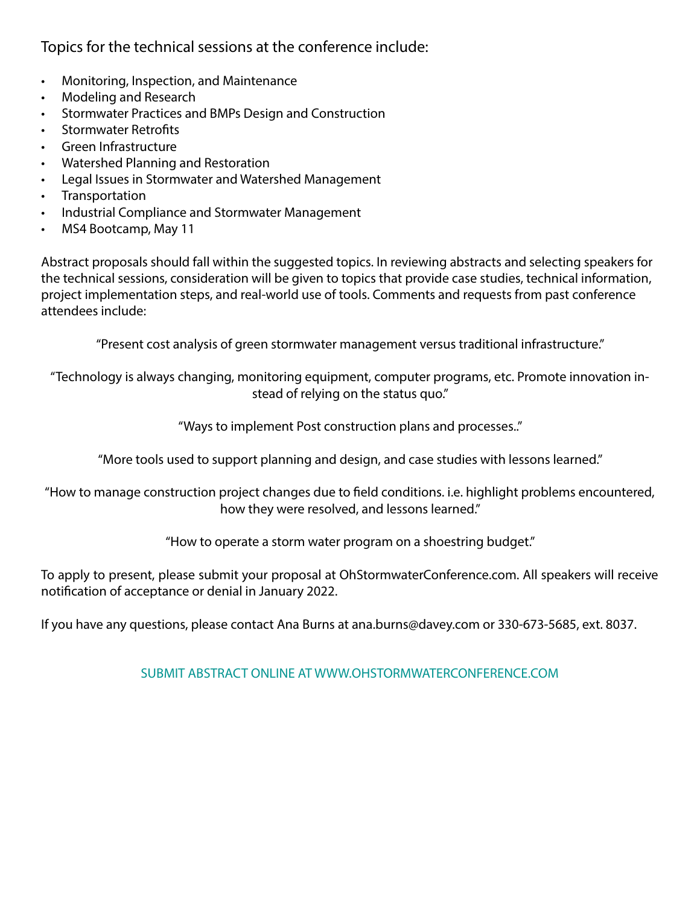Topics for the technical sessions at the conference include:

- Monitoring, Inspection, and Maintenance
- Modeling and Research
- Stormwater Practices and BMPs Design and Construction
- Stormwater Retrofits
- Green Infrastructure
- Watershed Planning and Restoration
- Legal Issues in Stormwater and Watershed Management
- Transportation
- Industrial Compliance and Stormwater Management
- MS4 Bootcamp, May 11

Abstract proposals should fall within the suggested topics. In reviewing abstracts and selecting speakers for the technical sessions, consideration will be given to topics that provide case studies, technical information, project implementation steps, and real-world use of tools. Comments and requests from past conference attendees include:

"Present cost analysis of green stormwater management versus traditional infrastructure."

"Technology is always changing, monitoring equipment, computer programs, etc. Promote innovation instead of relying on the status quo."

"Ways to implement Post construction plans and processes.."

"More tools used to support planning and design, and case studies with lessons learned."

"How to manage construction project changes due to field conditions. i.e. highlight problems encountered, how they were resolved, and lessons learned."

"How to operate a storm water program on a shoestring budget."

To apply to present, please submit your proposal at OhStormwaterConference.com. All speakers will receive notification of acceptance or denial in January 2022.

If you have any questions, please contact Ana Burns at ana.burns@davey.com or 330-673-5685, ext. 8037.

SUBMIT ABSTRACT ONLINE AT WWW.OHSTORMWATERCONFERENCE.COM